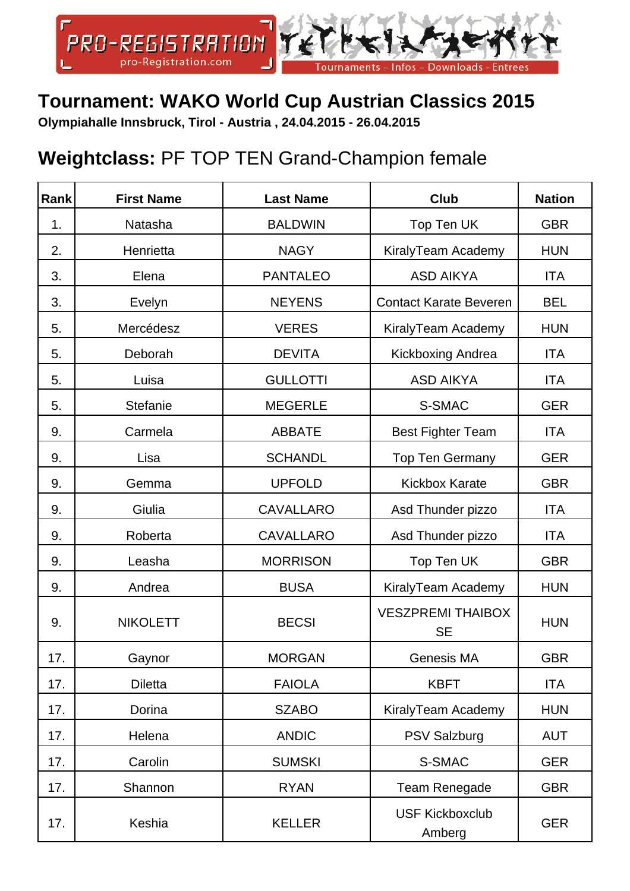# Tournament: WAKO World Cup Austrian Classics 2015

**Olympiahalle Innsbruck, Tirol - Austria , 24.04.2015 - 26.04.2015**

## **Weightclass:** PF TOP TEN Grand-Champion female

| Rank | First Name | Last Name | Club | Nation |
|---|---|---|---|---|
| 1. | Natasha | BALDWIN | Top Ten UK | GBR |
| 2. | Henrietta | NAGY | KiralyTeam Academy | HUN |
| 3. | Elena | PANTALEO | ASD AIKYA | ITA |
| 3. | Evelyn | NEYENS | Contact Karate Beveren | BEL |
| 5. | Mercédesz | VERES | KiralyTeam Academy | HUN |
| 5. | Deborah | DEVITA | Kickboxing Andrea | ITA |
| 5. | Luisa | GULLOTTI | ASD AIKYA | ITA |
| 5. | Stefanie | MEGERLE | S-SMAC | GER |
| 9. | Carmela | ABBATE | Best Fighter Team | ITA |
| 9. | Lisa | SCHANDL | Top Ten Germany | GER |
| 9. | Gemma | UPFOLD | Kickbox Karate | GBR |
| 9. | Giulia | CAVALLARO | Asd Thunder pizzo | ITA |
| 9. | Roberta | CAVALLARO | Asd Thunder pizzo | ITA |
| 9. | Leasha | MORRISON | Top Ten UK | GBR |
| 9. | Andrea | BUSA | KiralyTeam Academy | HUN |
| 9. | NIKOLETT | BECSI | VESZPREMI THAIBOX SE | HUN |
| 17. | Gaynor | MORGAN | Genesis MA | GBR |
| 17. | Diletta | FAIOLA | KBFT | ITA |
| 17. | Dorina | SZABO | KiralyTeam Academy | HUN |
| 17. | Helena | ANDIC | PSV Salzburg | AUT |
| 17. | Carolin | SUMSKI | S-SMAC | GER |
| 17. | Shannon | RYAN | Team Renegade | GBR |
| 17. | Keshia | KELLER | USF Kickboxclub Amberg | GER |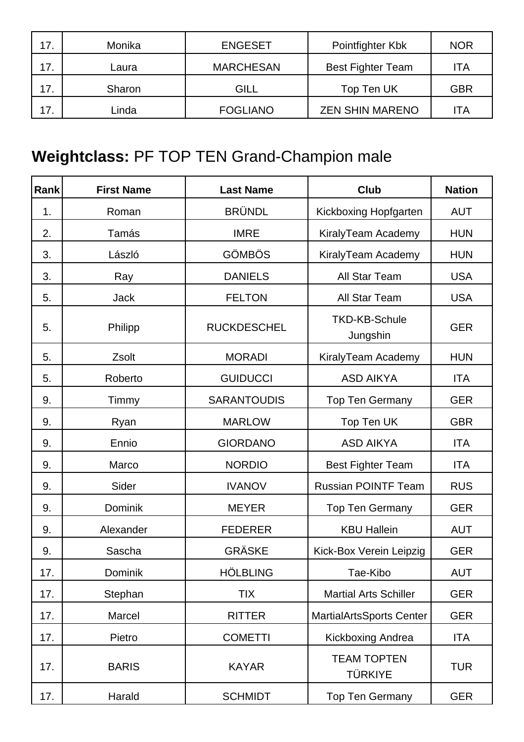| 17. | Monika | ENGESET | Pointfighter Kbk | NOR |
|---|---|---|---|---|
| 17. | Laura | MARCHESAN | Best Fighter Team | ITA |
| 17. | Sharon | GILL | Top Ten UK | GBR |
| 17. | Linda | FOGLIANO | ZEN SHIN MARENO | ITA |

## **Weightclass:** PF TOP TEN Grand-Champion male

| Rank | First Name | Last Name | Club | Nation |
|---|---|---|---|---|
| 1. | Roman | BRÜNDL | Kickboxing Hopfgarten | AUT |
| 2. | Tamás | IMRE | KiralyTeam Academy | HUN |
| 3. | László | GÖMBÖS | KiralyTeam Academy | HUN |
| 3. | Ray | DANIELS | All Star Team | USA |
| 5. | Jack | FELTON | All Star Team | USA |
| 5. | Philipp | RUCKDESCHEL | TKD-KB-Schule Jungshin | GER |
| 5. | Zsolt | MORADI | KiralyTeam Academy | HUN |
| 5. | Roberto | GUIDUCCI | ASD AIKYA | ITA |
| 9. | Timmy | SARANTOUDIS | Top Ten Germany | GER |
| 9. | Ryan | MARLOW | Top Ten UK | GBR |
| 9. | Ennio | GIORDANO | ASD AIKYA | ITA |
| 9. | Marco | NORDIO | Best Fighter Team | ITA |
| 9. | Sider | IVANOV | Russian POINTF Team | RUS |
| 9. | Dominik | MEYER | Top Ten Germany | GER |
| 9. | Alexander | FEDERER | KBU Hallein | AUT |
| 9. | Sascha | GRÄSKE | Kick-Box Verein Leipzig | GER |
| 17. | Dominik | HÖLBLING | Tae-Kibo | AUT |
| 17. | Stephan | TIX | Martial Arts Schiller | GER |
| 17. | Marcel | RITTER | MartialArtsSports Center | GER |
| 17. | Pietro | COMETTI | Kickboxing Andrea | ITA |
| 17. | BARIS | KAYAR | TEAM TOPTEN TÜRKIYE | TUR |
| 17. | Harald | SCHMIDT | Top Ten Germany | GER |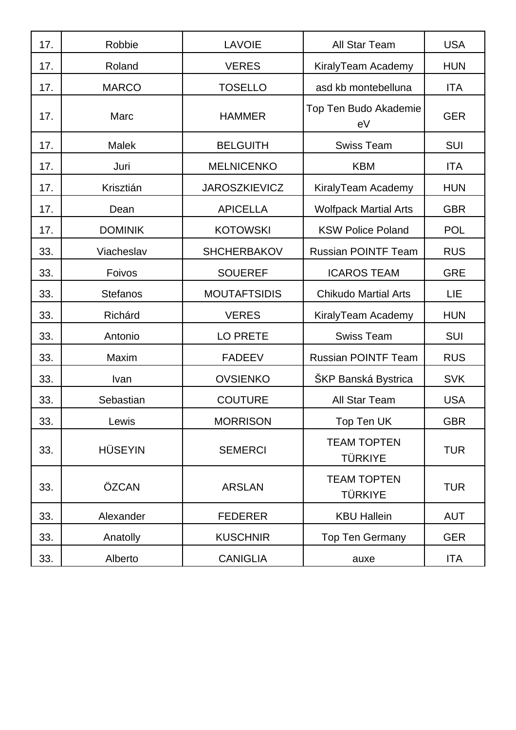| | | | | |
|---|---|---|---|---|
| 17. | Robbie | LAVOIE | All Star Team | USA |
| 17. | Roland | VERES | KiralyTeam Academy | HUN |
| 17. | MARCO | TOSELLO | asd kb montebelluna | ITA |
| 17. | Marc | HAMMER | Top Ten Budo Akademie eV | GER |
| 17. | Malek | BELGUITH | Swiss Team | SUI |
| 17. | Juri | MELNICENKO | KBM | ITA |
| 17. | Krisztián | JAROSZKIEVICZ | KiralyTeam Academy | HUN |
| 17. | Dean | APICELLA | Wolfpack Martial Arts | GBR |
| 17. | DOMINIK | KOTOWSKI | KSW Police Poland | POL |
| 33. | Viacheslav | SHCHERBAKOV | Russian POINTF Team | RUS |
| 33. | Foivos | SOUEREF | ICAROS TEAM | GRE |
| 33. | Stefanos | MOUTAFTSIDIS | Chikudo Martial Arts | LIE |
| 33. | Richárd | VERES | KiralyTeam Academy | HUN |
| 33. | Antonio | LO PRETE | Swiss Team | SUI |
| 33. | Maxim | FADEEV | Russian POINTF Team | RUS |
| 33. | Ivan | OVSIENKO | ŠKP Banská Bystrica | SVK |
| 33. | Sebastian | COUTURE | All Star Team | USA |
| 33. | Lewis | MORRISON | Top Ten UK | GBR |
| 33. | HÜSEYIN | SEMERCI | TEAM TOPTEN TÜRKIYE | TUR |
| 33. | ÖZCAN | ARSLAN | TEAM TOPTEN TÜRKIYE | TUR |
| 33. | Alexander | FEDERER | KBU Hallein | AUT |
| 33. | Anatolly | KUSCHNIR | Top Ten Germany | GER |
| 33. | Alberto | CANIGLIA | auxe | ITA |